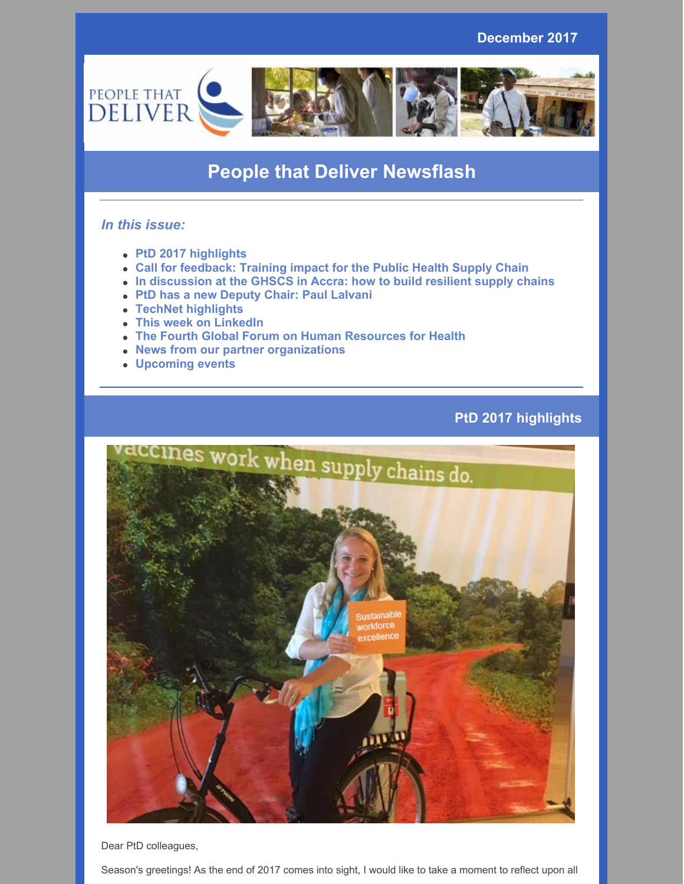December 2017

# People that Deliver Newsflash

*In this issue:*

- PtD 2017 highlights
- Call for feedback: Training impact for the Public Health Supply Chain
- In discussion at the GHSCS in Accra: how to build resilient supply chains
- PtD has a new Deputy Chair: Paul Lalvani
- TechNet highlights
- This week on LinkedIn
- The Fourth Global Forum on Human Resources for Health
- News from our partner organizations
- Upcoming events

## PtD 2017 highlights

Dear PtD colleagues,

Season's greetings! As the end of 2017 comes into sight, I would like to take a moment to reflect upon all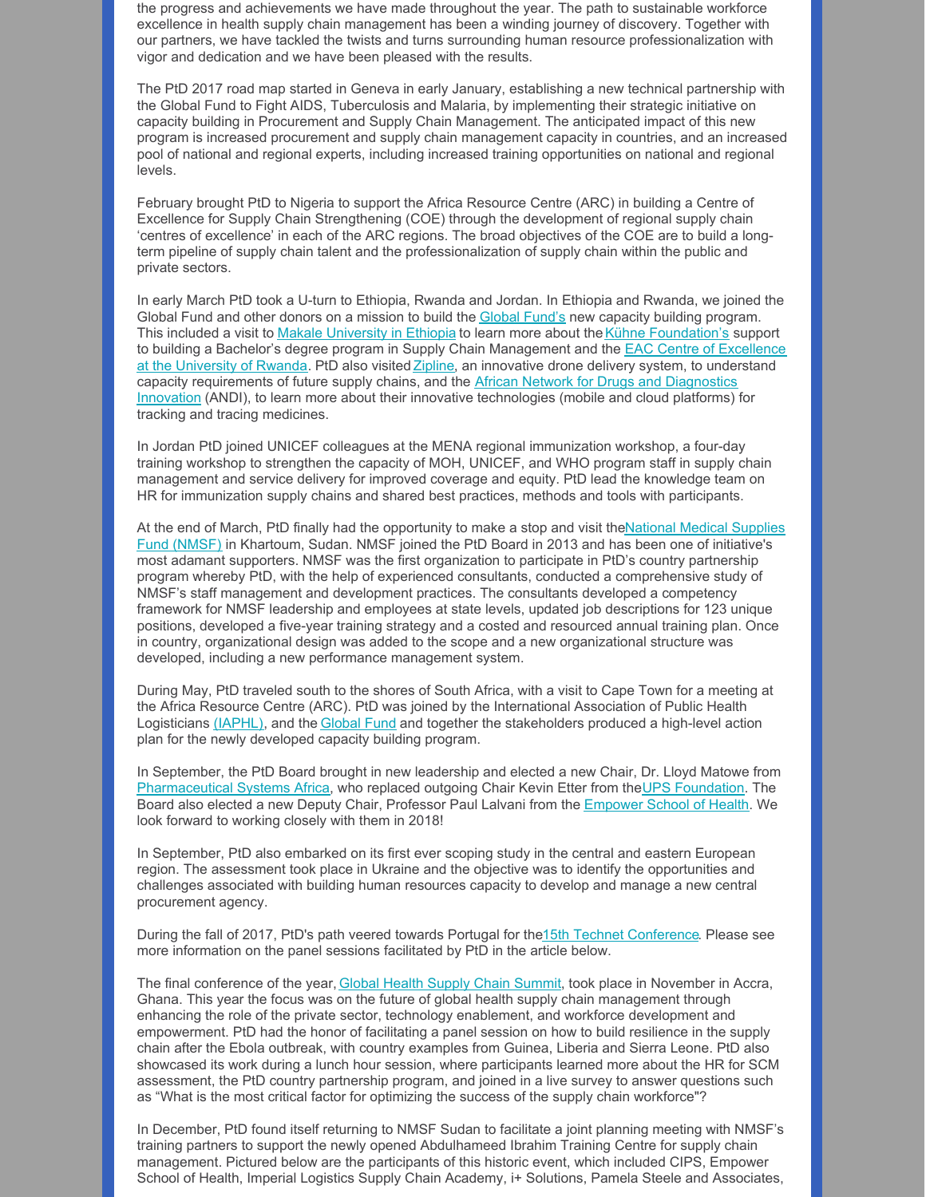the progress and achievements we have made throughout the year. The path to sustainable workforce excellence in health supply chain management has been a winding journey of discovery. Together with our partners, we have tackled the twists and turns surrounding human resource professionalization with vigor and dedication and we have been pleased with the results.

The PtD 2017 road map started in Geneva in early January, establishing a new technical partnership with the Global Fund to Fight AIDS, Tuberculosis and Malaria, by implementing their strategic initiative on capacity building in Procurement and Supply Chain Management. The anticipated impact of this new program is increased procurement and supply chain management capacity in countries, and an increased pool of national and regional experts, including increased training opportunities on national and regional levels.

February brought PtD to Nigeria to support the Africa Resource Centre (ARC) in building a Centre of Excellence for Supply Chain Strengthening (COE) through the development of regional supply chain 'centres of excellence' in each of the ARC regions. The broad objectives of the COE are to build a long-term pipeline of supply chain talent and the professionalization of supply chain within the public and private sectors.

In early March PtD took a U-turn to Ethiopia, Rwanda and Jordan. In Ethiopia and Rwanda, we joined the Global Fund and other donors on a mission to build the Global Fund's new capacity building program. This included a visit to Makale University in Ethiopia to learn more about the Kühne Foundation's support to building a Bachelor's degree program in Supply Chain Management and the EAC Centre of Excellence at the University of Rwanda. PtD also visited Zipline, an innovative drone delivery system, to understand capacity requirements of future supply chains, and the African Network for Drugs and Diagnostics Innovation (ANDI), to learn more about their innovative technologies (mobile and cloud platforms) for tracking and tracing medicines.

In Jordan PtD joined UNICEF colleagues at the MENA regional immunization workshop, a four-day training workshop to strengthen the capacity of MOH, UNICEF, and WHO program staff in supply chain management and service delivery for improved coverage and equity. PtD lead the knowledge team on HR for immunization supply chains and shared best practices, methods and tools with participants.

At the end of March, PtD finally had the opportunity to make a stop and visit the National Medical Supplies Fund (NMSF) in Khartoum, Sudan. NMSF joined the PtD Board in 2013 and has been one of initiative's most adamant supporters. NMSF was the first organization to participate in PtD's country partnership program whereby PtD, with the help of experienced consultants, conducted a comprehensive study of NMSF's staff management and development practices. The consultants developed a competency framework for NMSF leadership and employees at state levels, updated job descriptions for 123 unique positions, developed a five-year training strategy and a costed and resourced annual training plan. Once in country, organizational design was added to the scope and a new organizational structure was developed, including a new performance management system.

During May, PtD traveled south to the shores of South Africa, with a visit to Cape Town for a meeting at the Africa Resource Centre (ARC). PtD was joined by the International Association of Public Health Logisticians (IAPHL), and the Global Fund and together the stakeholders produced a high-level action plan for the newly developed capacity building program.

In September, the PtD Board brought in new leadership and elected a new Chair, Dr. Lloyd Matowe from Pharmaceutical Systems Africa, who replaced outgoing Chair Kevin Etter from the UPS Foundation. The Board also elected a new Deputy Chair, Professor Paul Lalvani from the Empower School of Health. We look forward to working closely with them in 2018!

In September, PtD also embarked on its first ever scoping study in the central and eastern European region. The assessment took place in Ukraine and the objective was to identify the opportunities and challenges associated with building human resources capacity to develop and manage a new central procurement agency.

During the fall of 2017, PtD's path veered towards Portugal for the 15th Technet Conference. Please see more information on the panel sessions facilitated by PtD in the article below.

The final conference of the year, Global Health Supply Chain Summit, took place in November in Accra, Ghana. This year the focus was on the future of global health supply chain management through enhancing the role of the private sector, technology enablement, and workforce development and empowerment. PtD had the honor of facilitating a panel session on how to build resilience in the supply chain after the Ebola outbreak, with country examples from Guinea, Liberia and Sierra Leone. PtD also showcased its work during a lunch hour session, where participants learned more about the HR for SCM assessment, the PtD country partnership program, and joined in a live survey to answer questions such as "What is the most critical factor for optimizing the success of the supply chain workforce"?

In December, PtD found itself returning to NMSF Sudan to facilitate a joint planning meeting with NMSF's training partners to support the newly opened Abdulhameed Ibrahim Training Centre for supply chain management. Pictured below are the participants of this historic event, which included CIPS, Empower School of Health, Imperial Logistics Supply Chain Academy, i+ Solutions, Pamela Steele and Associates,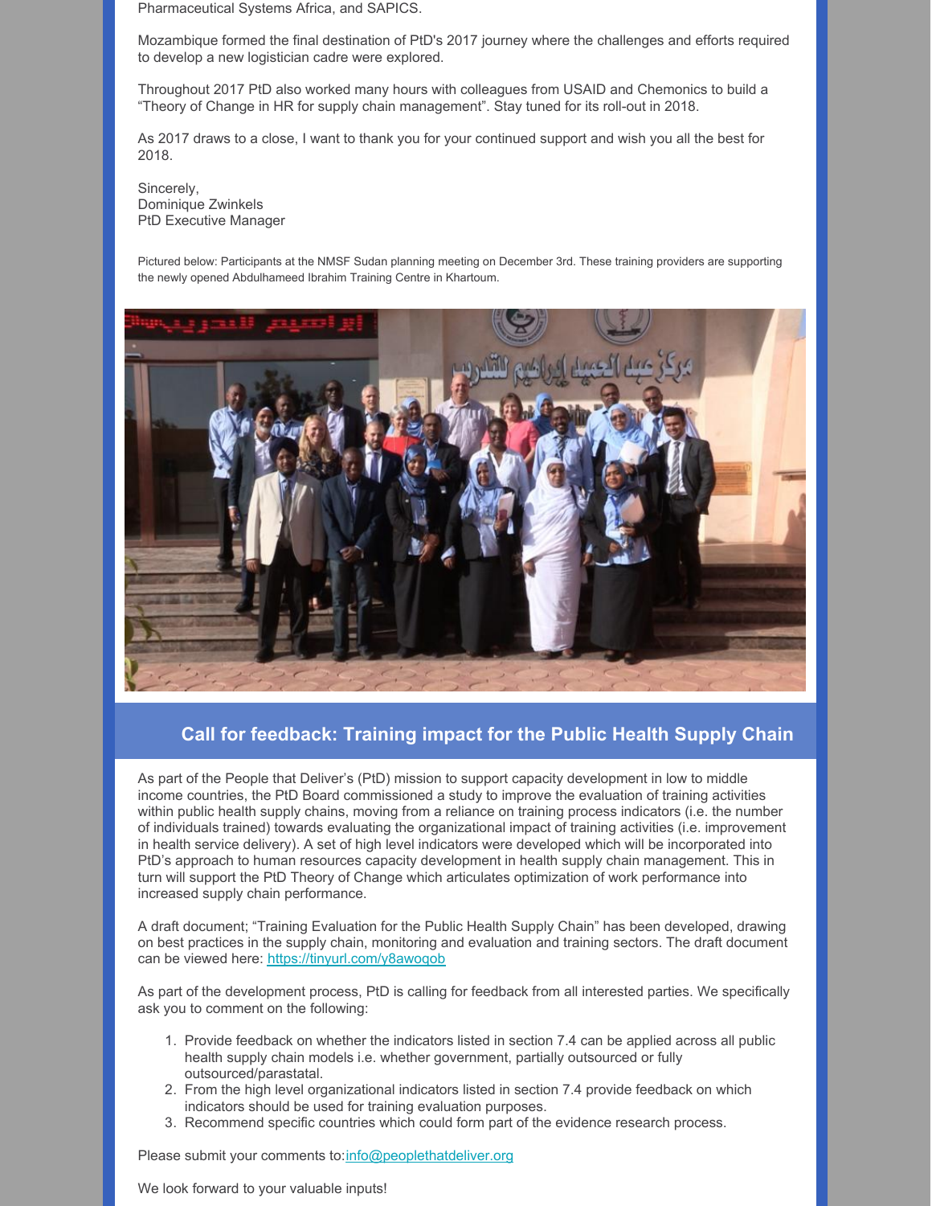Pharmaceutical Systems Africa, and SAPICS.

Mozambique formed the final destination of PtD's 2017 journey where the challenges and efforts required to develop a new logistician cadre were explored.

Throughout 2017 PtD also worked many hours with colleagues from USAID and Chemonics to build a "Theory of Change in HR for supply chain management". Stay tuned for its roll-out in 2018.

As 2017 draws to a close, I want to thank you for your continued support and wish you all the best for 2018.

Sincerely,
Dominique Zwinkels
PtD Executive Manager

Pictured below: Participants at the NMSF Sudan planning meeting on December 3rd. These training providers are supporting the newly opened Abdulhameed Ibrahim Training Centre in Khartoum.

## Call for feedback: Training impact for the Public Health Supply Chain

As part of the People that Deliver's (PtD) mission to support capacity development in low to middle income countries, the PtD Board commissioned a study to improve the evaluation of training activities within public health supply chains, moving from a reliance on training process indicators (i.e. the number of individuals trained) towards evaluating the organizational impact of training activities (i.e. improvement in health service delivery). A set of high level indicators were developed which will be incorporated into PtD's approach to human resources capacity development in health supply chain management. This in turn will support the PtD Theory of Change which articulates optimization of work performance into increased supply chain performance.

A draft document; "Training Evaluation for the Public Health Supply Chain" has been developed, drawing on best practices in the supply chain, monitoring and evaluation and training sectors. The draft document can be viewed here: https://tinyurl.com/y8awoqob

As part of the development process, PtD is calling for feedback from all interested parties. We specifically ask you to comment on the following:

1. Provide feedback on whether the indicators listed in section 7.4 can be applied across all public health supply chain models i.e. whether government, partially outsourced or fully outsourced/parastatal.
2. From the high level organizational indicators listed in section 7.4 provide feedback on which indicators should be used for training evaluation purposes.
3. Recommend specific countries which could form part of the evidence research process.

Please submit your comments to: info@peoplethatdeliver.org

We look forward to your valuable inputs!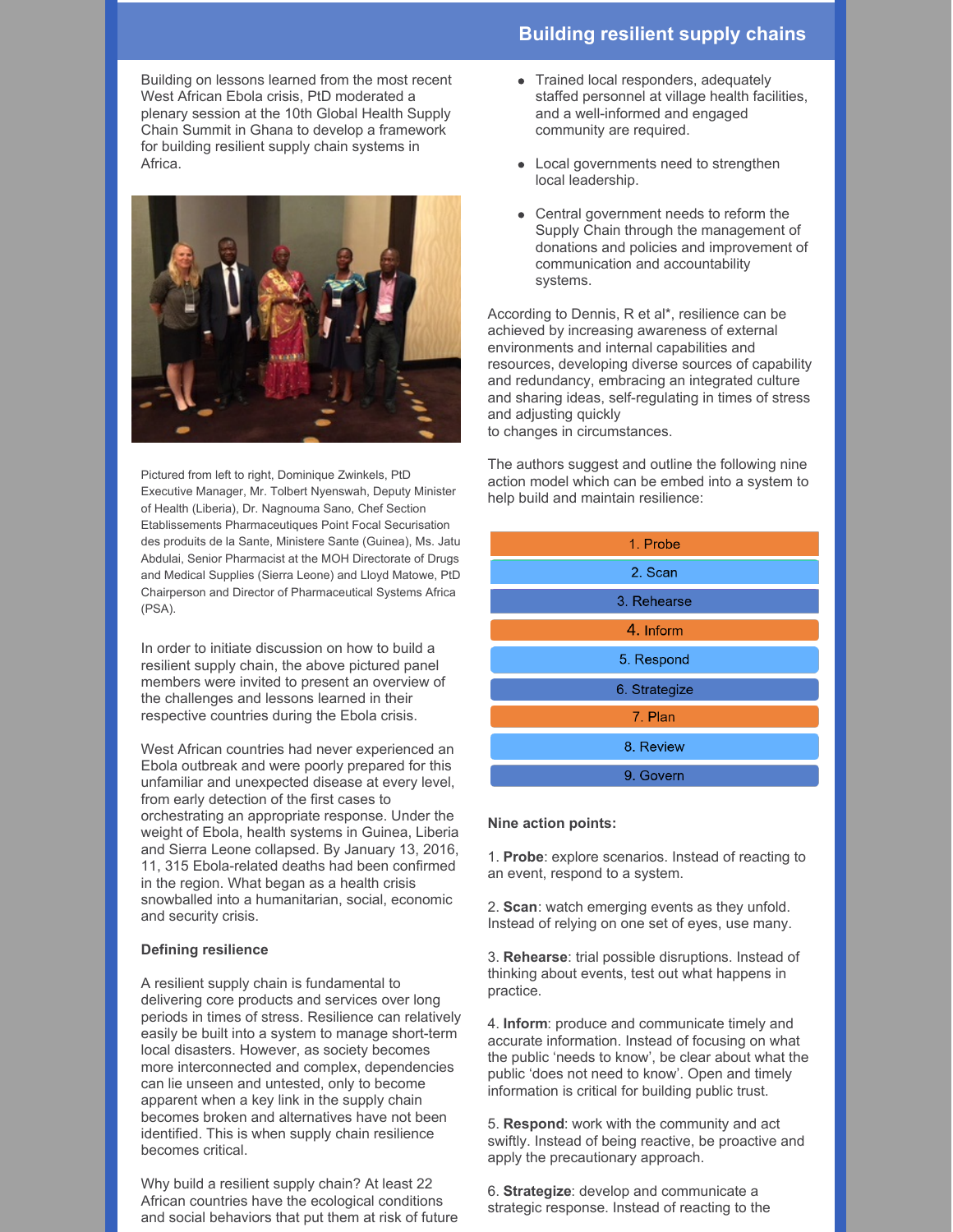## Building resilient supply chains

Building on lessons learned from the most recent West African Ebola crisis, PtD moderated a plenary session at the 10th Global Health Supply Chain Summit in Ghana to develop a framework for building resilient supply chain systems in Africa.

Pictured from left to right, Dominique Zwinkels, PtD Executive Manager, Mr. Tolbert Nyenswah, Deputy Minister of Health (Liberia), Dr. Nagnouma Sano, Chef Section Etablissements Pharmaceutiques Point Focal Securisation des produits de la Sante, Ministere Sante (Guinea), Ms. Jatu Abdulai, Senior Pharmacist at the MOH Directorate of Drugs and Medical Supplies (Sierra Leone) and Lloyd Matowe, PtD Chairperson and Director of Pharmaceutical Systems Africa (PSA).

In order to initiate discussion on how to build a resilient supply chain, the above pictured panel members were invited to present an overview of the challenges and lessons learned in their respective countries during the Ebola crisis.

West African countries had never experienced an Ebola outbreak and were poorly prepared for this unfamiliar and unexpected disease at every level, from early detection of the first cases to orchestrating an appropriate response. Under the weight of Ebola, health systems in Guinea, Liberia and Sierra Leone collapsed. By January 13, 2016, 11, 315 Ebola-related deaths had been confirmed in the region. What began as a health crisis snowballed into a humanitarian, social, economic and security crisis.

**Defining resilience**

A resilient supply chain is fundamental to delivering core products and services over long periods in times of stress. Resilience can relatively easily be built into a system to manage short-term local disasters. However, as society becomes more interconnected and complex, dependencies can lie unseen and untested, only to become apparent when a key link in the supply chain becomes broken and alternatives have not been identified. This is when supply chain resilience becomes critical.

Why build a resilient supply chain? At least 22 African countries have the ecological conditions and social behaviors that put them at risk of future

- Trained local responders, adequately staffed personnel at village health facilities, and a well-informed and engaged community are required.
- Local governments need to strengthen local leadership.
- Central government needs to reform the Supply Chain through the management of donations and policies and improvement of communication and accountability systems.

According to Dennis, R et al*, resilience can be achieved by increasing awareness of external environments and internal capabilities and resources, developing diverse sources of capability and redundancy, embracing an integrated culture and sharing ideas, self-regulating in times of stress and adjusting quickly
to changes in circumstances.

The authors suggest and outline the following nine action model which can be embed into a system to help build and maintain resilience:

1. Probe
2. Scan
3. Rehearse
4. Inform
5. Respond
6. Strategize
7. Plan
8. Review
9. Govern

**Nine action points:**

1. **Probe**: explore scenarios. Instead of reacting to an event, respond to a system.

2. **Scan**: watch emerging events as they unfold. Instead of relying on one set of eyes, use many.

3. **Rehearse**: trial possible disruptions. Instead of thinking about events, test out what happens in practice.

4. **Inform**: produce and communicate timely and accurate information. Instead of focusing on what the public 'needs to know', be clear about what the public 'does not need to know'. Open and timely information is critical for building public trust.

5. **Respond**: work with the community and act swiftly. Instead of being reactive, be proactive and apply the precautionary approach.

6. **Strategize**: develop and communicate a strategic response. Instead of reacting to the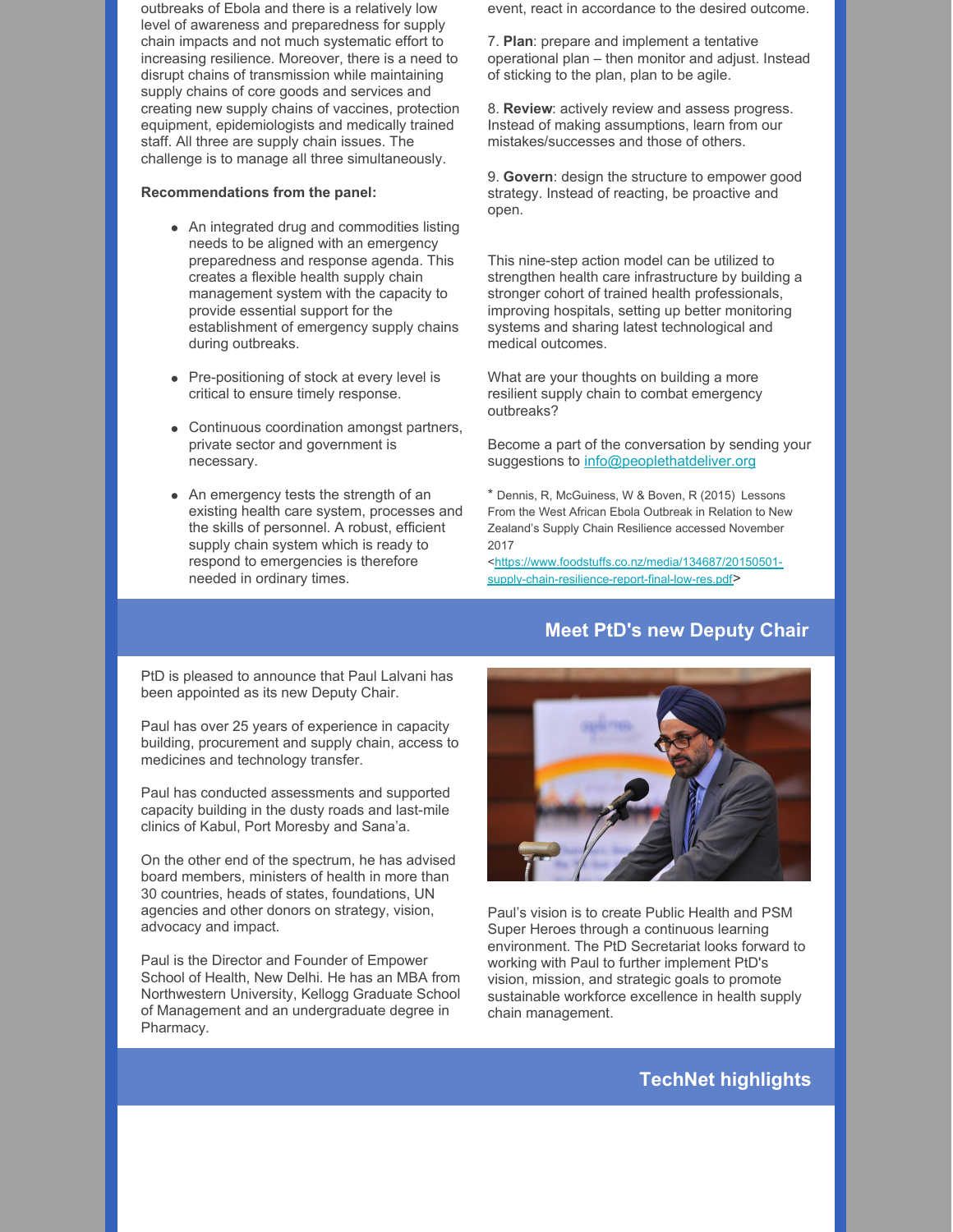outbreaks of Ebola and there is a relatively low level of awareness and preparedness for supply chain impacts and not much systematic effort to increasing resilience. Moreover, there is a need to disrupt chains of transmission while maintaining supply chains of core goods and services and creating new supply chains of vaccines, protection equipment, epidemiologists and medically trained staff. All three are supply chain issues. The challenge is to manage all three simultaneously.

**Recommendations from the panel:**

- An integrated drug and commodities listing needs to be aligned with an emergency preparedness and response agenda. This creates a flexible health supply chain management system with the capacity to provide essential support for the establishment of emergency supply chains during outbreaks.
- Pre-positioning of stock at every level is critical to ensure timely response.
- Continuous coordination amongst partners, private sector and government is necessary.
- An emergency tests the strength of an existing health care system, processes and the skills of personnel. A robust, efficient supply chain system which is ready to respond to emergencies is therefore needed in ordinary times.

event, react in accordance to the desired outcome.

7. **Plan**: prepare and implement a tentative operational plan – then monitor and adjust. Instead of sticking to the plan, plan to be agile.

8. **Review**: actively review and assess progress. Instead of making assumptions, learn from our mistakes/successes and those of others.

9. **Govern**: design the structure to empower good strategy. Instead of reacting, be proactive and open.

This nine-step action model can be utilized to strengthen health care infrastructure by building a stronger cohort of trained health professionals, improving hospitals, setting up better monitoring systems and sharing latest technological and medical outcomes.

What are your thoughts on building a more resilient supply chain to combat emergency outbreaks?

Become a part of the conversation by sending your suggestions to info@peoplethatdeliver.org

* Dennis, R, McGuiness, W & Boven, R (2015) Lessons From the West African Ebola Outbreak in Relation to New Zealand's Supply Chain Resilience accessed November 2017 <https://www.foodstuffs.co.nz/media/134687/20150501-supply-chain-resilience-report-final-low-res.pdf>

## Meet PtD's new Deputy Chair

PtD is pleased to announce that Paul Lalvani has been appointed as its new Deputy Chair.

Paul has over 25 years of experience in capacity building, procurement and supply chain, access to medicines and technology transfer.

Paul has conducted assessments and supported capacity building in the dusty roads and last-mile clinics of Kabul, Port Moresby and Sana'a.

On the other end of the spectrum, he has advised board members, ministers of health in more than 30 countries, heads of states, foundations, UN agencies and other donors on strategy, vision, advocacy and impact.

Paul is the Director and Founder of Empower School of Health, New Delhi. He has an MBA from Northwestern University, Kellogg Graduate School of Management and an undergraduate degree in Pharmacy.

Paul's vision is to create Public Health and PSM Super Heroes through a continuous learning environment. The PtD Secretariat looks forward to working with Paul to further implement PtD's vision, mission, and strategic goals to promote sustainable workforce excellence in health supply chain management.

## TechNet highlights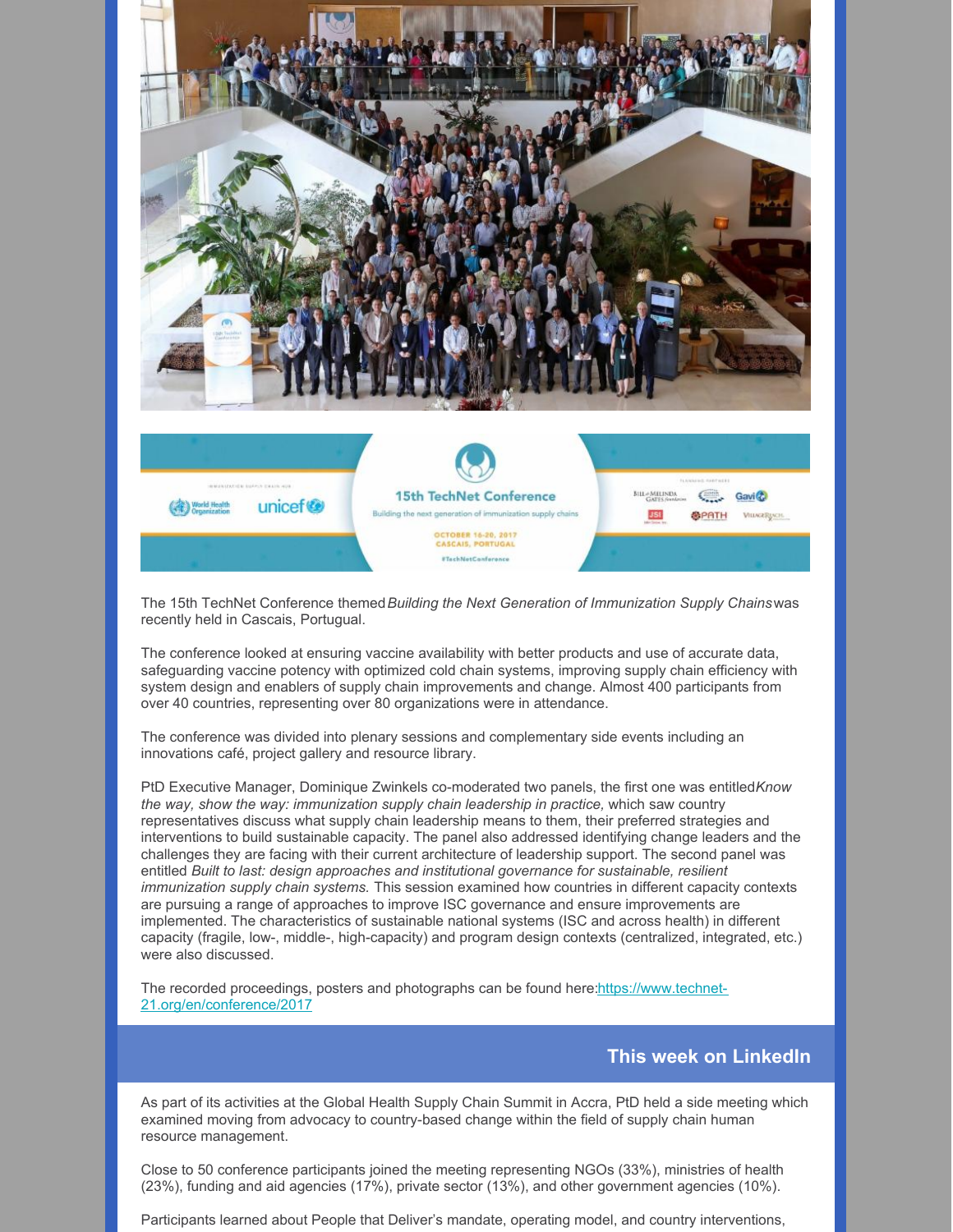The 15th TechNet Conference themed *Building the Next Generation of Immunization Supply Chains* was recently held in Cascais, Portugal.

The conference looked at ensuring vaccine availability with better products and use of accurate data, safeguarding vaccine potency with optimized cold chain systems, improving supply chain efficiency with system design and enablers of supply chain improvements and change. Almost 400 participants from over 40 countries, representing over 80 organizations were in attendance.

The conference was divided into plenary sessions and complementary side events including an innovations café, project gallery and resource library.

PtD Executive Manager, Dominique Zwinkels co-moderated two panels, the first one was entitled *Know the way, show the way: immunization supply chain leadership in practice,* which saw country representatives discuss what supply chain leadership means to them, their preferred strategies and interventions to build sustainable capacity. The panel also addressed identifying change leaders and the challenges they are facing with their current architecture of leadership support. The second panel was entitled *Built to last: design approaches and institutional governance for sustainable, resilient immunization supply chain systems.* This session examined how countries in different capacity contexts are pursuing a range of approaches to improve ISC governance and ensure improvements are implemented. The characteristics of sustainable national systems (ISC and across health) in different capacity (fragile, low-, middle-, high-capacity) and program design contexts (centralized, integrated, etc.) were also discussed.

The recorded proceedings, posters and photographs can be found here: https://www.technet-21.org/en/conference/2017

## This week on LinkedIn

As part of its activities at the Global Health Supply Chain Summit in Accra, PtD held a side meeting which examined moving from advocacy to country-based change within the field of supply chain human resource management.

Close to 50 conference participants joined the meeting representing NGOs (33%), ministries of health (23%), funding and aid agencies (17%), private sector (13%), and other government agencies (10%).

Participants learned about People that Deliver's mandate, operating model, and country interventions,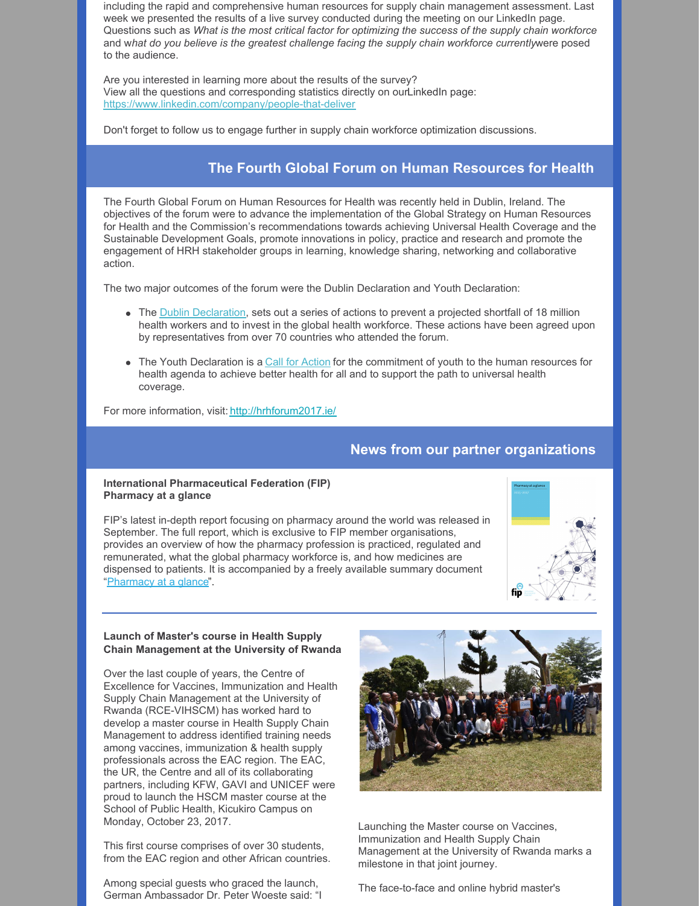including the rapid and comprehensive human resources for supply chain management assessment. Last week we presented the results of a live survey conducted during the meeting on our LinkedIn page. Questions such as *What is the most critical factor for optimizing the success of the supply chain workforce* and w*hat do you believe is the greatest challenge facing the supply chain workforce currently*were posed to the audience.

Are you interested in learning more about the results of the survey?
View all the questions and corresponding statistics directly on ourLinkedIn page: https://www.linkedin.com/company/people-that-deliver

Don't forget to follow us to engage further in supply chain workforce optimization discussions.

## The Fourth Global Forum on Human Resources for Health

The Fourth Global Forum on Human Resources for Health was recently held in Dublin, Ireland. The objectives of the forum were to advance the implementation of the Global Strategy on Human Resources for Health and the Commission's recommendations towards achieving Universal Health Coverage and the Sustainable Development Goals, promote innovations in policy, practice and research and promote the engagement of HRH stakeholder groups in learning, knowledge sharing, networking and collaborative action.

The two major outcomes of the forum were the Dublin Declaration and Youth Declaration:

- The Dublin Declaration, sets out a series of actions to prevent a projected shortfall of 18 million health workers and to invest in the global health workforce. These actions have been agreed upon by representatives from over 70 countries who attended the forum.
- The Youth Declaration is a Call for Action for the commitment of youth to the human resources for health agenda to achieve better health for all and to support the path to universal health coverage.

For more information, visit: http://hrhforum2017.ie/

## News from our partner organizations

**International Pharmaceutical Federation (FIP)**
**Pharmacy at a glance**

FIP's latest in-depth report focusing on pharmacy around the world was released in September. The full report, which is exclusive to FIP member organisations, provides an overview of how the pharmacy profession is practiced, regulated and remunerated, what the global pharmacy workforce is, and how medicines are dispensed to patients. It is accompanied by a freely available summary document "Pharmacy at a glance".

**Launch of Master's course in Health Supply Chain Management at the University of Rwanda**

Over the last couple of years, the Centre of Excellence for Vaccines, Immunization and Health Supply Chain Management at the University of Rwanda (RCE-VIHSCM) has worked hard to develop a master course in Health Supply Chain Management to address identified training needs among vaccines, immunization & health supply professionals across the EAC region. The EAC, the UR, the Centre and all of its collaborating partners, including KFW, GAVI and UNICEF were proud to launch the HSCM master course at the School of Public Health, Kicukiro Campus on Monday, October 23, 2017.

This first course comprises of over 30 students, from the EAC region and other African countries.

Among special guests who graced the launch, German Ambassador Dr. Peter Woeste said: "I

Launching the Master course on Vaccines, Immunization and Health Supply Chain Management at the University of Rwanda marks a milestone in that joint journey.

The face-to-face and online hybrid master's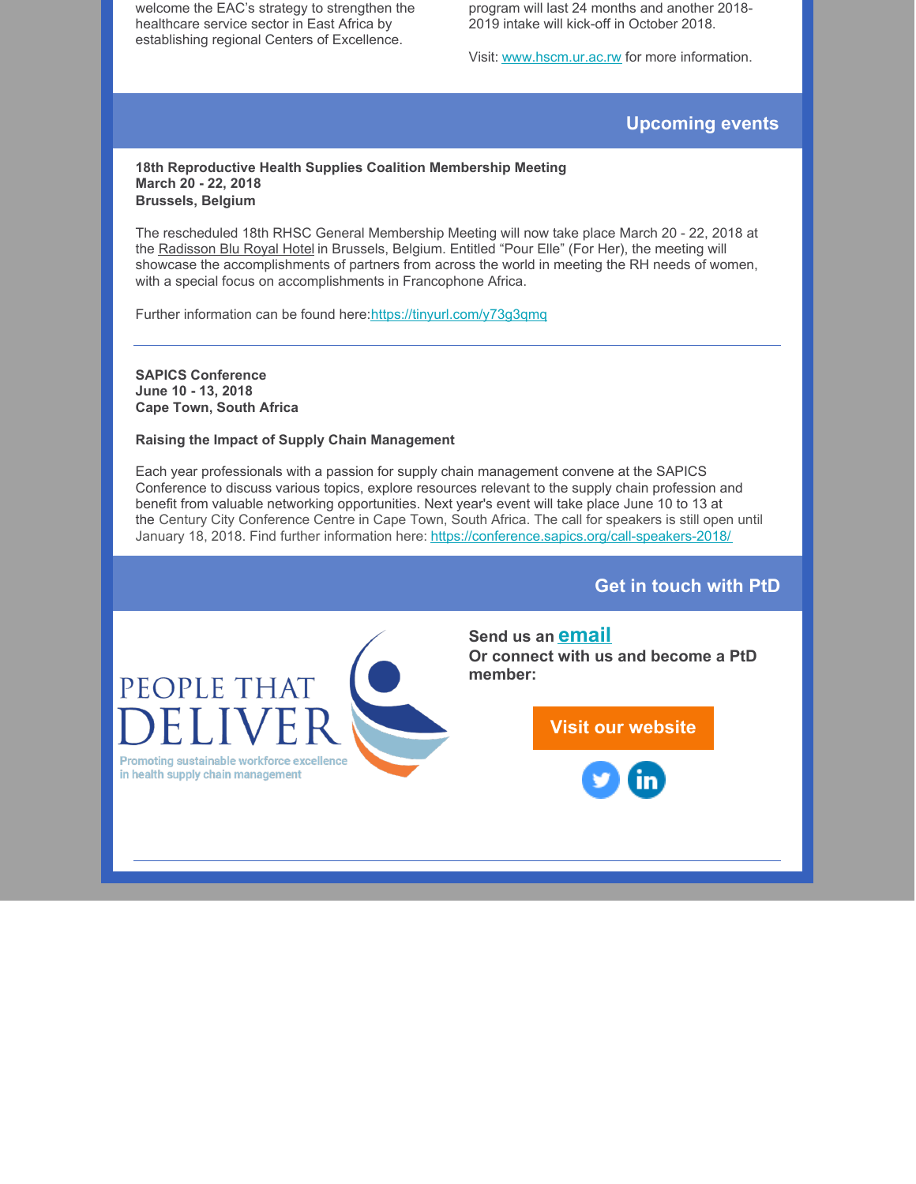welcome the EAC's strategy to strengthen the healthcare service sector in East Africa by establishing regional Centers of Excellence.

program will last 24 months and another 2018-2019 intake will kick-off in October 2018.

Visit: www.hscm.ur.ac.rw for more information.

## Upcoming events

**18th Reproductive Health Supplies Coalition Membership Meeting**
**March 20 - 22, 2018**
**Brussels, Belgium**

The rescheduled 18th RHSC General Membership Meeting will now take place March 20 - 22, 2018 at the Radisson Blu Royal Hotel in Brussels, Belgium. Entitled "Pour Elle" (For Her), the meeting will showcase the accomplishments of partners from across the world in meeting the RH needs of women, with a special focus on accomplishments in Francophone Africa.

Further information can be found here:https://tinyurl.com/y73g3qmq

---

**SAPICS Conference**
**June 10 - 13, 2018**
**Cape Town, South Africa**

**Raising the Impact of Supply Chain Management**

Each year professionals with a passion for supply chain management convene at the SAPICS Conference to discuss various topics, explore resources relevant to the supply chain profession and benefit from valuable networking opportunities. Next year's event will take place June 10 to 13 at the Century City Conference Centre in Cape Town, South Africa. The call for speakers is still open until January 18, 2018. Find further information here: https://conference.sapics.org/call-speakers-2018/

## Get in touch with PtD

PEOPLE THAT DELIVER
Promoting sustainable workforce excellence in health supply chain management

**Send us an email**
**Or connect with us and become a PtD member:**

Visit our website